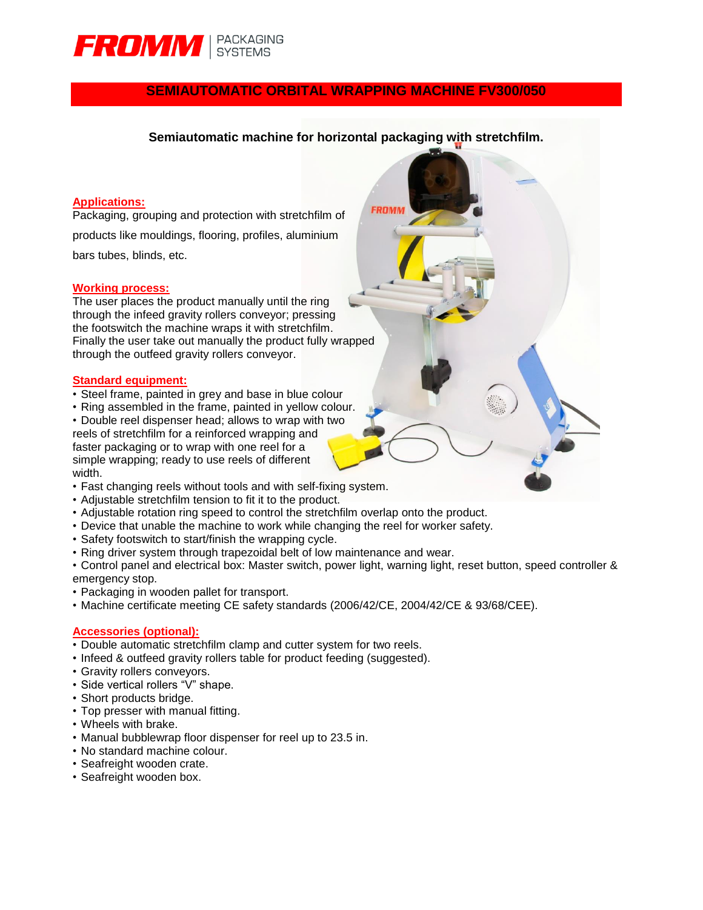# SEMIAUTOMATIC ORBITAL WRAPPING MACHINE FV300/050

**Semiautomatic machine for horizontal packaging with stretchfilm.**

## Applications:

Packaging, grouping and protection with stretchfilm of products like mouldings, flooring, profiles, aluminium bars tubes, blinds, etc.

## Working process:

The user places the product manually until the ring through the infeed gravity rollers conveyor; pressing the footswitch the machine wraps it with stretchfilm. Finally the user take out manually the product fully wrapped through the outfeed gravity rollers conveyor.

## Standard equipment:

- Steel frame, painted in grey and base in blue colour
- Ring assembled in the frame, painted in yellow colour.
- Double reel dispenser head; allows to wrap with two reels of stretchfilm for a reinforced wrapping and faster packaging or to wrap with one reel for a simple wrapping; ready to use reels of different width.
- Fast changing reels without tools and with self-fixing system.
- Adjustable stretchfilm tension to fit it to the product.
- Adjustable rotation ring speed to control the stretchfilm overlap onto the product.
- Device that unable the machine to work while changing the reel for worker safety.
- Safety footswitch to start/finish the wrapping cycle.
- Ring driver system through trapezoidal belt of low maintenance and wear.
- Control panel and electrical box: Master switch, power light, warning light, reset button, speed controller & emergency stop.
- Packaging in wooden pallet for transport.
- Machine certificate meeting CE safety standards (2006/42/CE, 2004/42/CE & 93/68/CEE).

## Accessories (optional):

- Double automatic stretchfilm clamp and cutter system for two reels.
- Infeed & outfeed gravity rollers table for product feeding (suggested).
- Gravity rollers conveyors.
- Side vertical rollers "V" shape.
- Short products bridge.
- Top presser with manual fitting.
- Wheels with brake.
- Manual bubblewrap floor dispenser for reel up to 23.5 in.
- No standard machine colour.
- Seafreight wooden crate.
- Seafreight wooden box.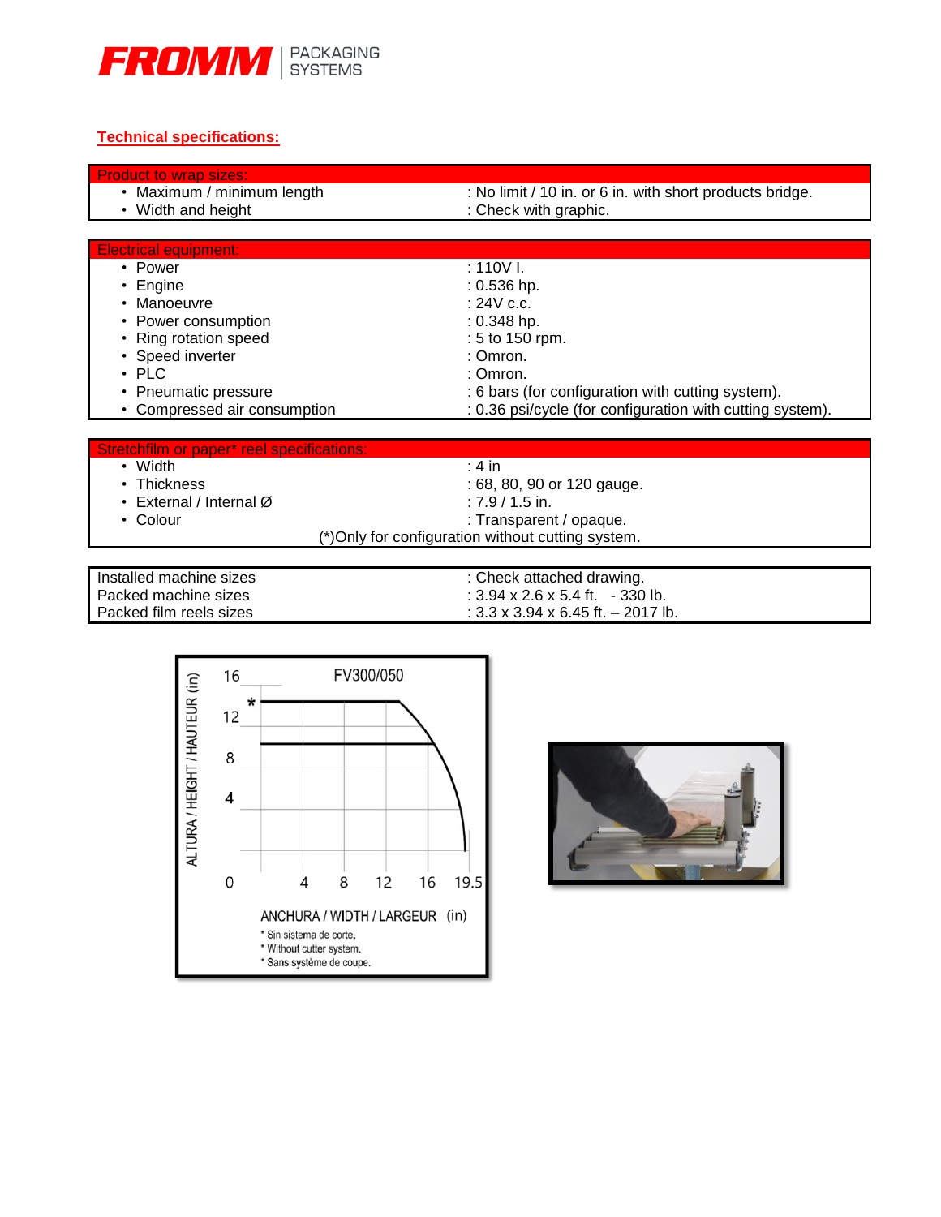## Technical specifications:

| Product to wrap sizes: | |
|---|---|
| • Maximum / minimum length | : No limit / 10 in. or 6 in. with short products bridge. |
| • Width and height | : Check with graphic. |

| Electrical equipment: | |
|---|---|
| • Power | : 110V I. |
| • Engine | : 0.536 hp. |
| • Manoeuvre | : 24V c.c. |
| • Power consumption | : 0.348 hp. |
| • Ring rotation speed | : 5 to 150 rpm. |
| • Speed inverter | : Omron. |
| • PLC | : Omron. |
| • Pneumatic pressure | : 6 bars (for configuration with cutting system). |
| • Compressed air consumption | : 0.36 psi/cycle (for configuration with cutting system). |

| Stretchfilm or paper* reel specifications: | |
|---|---|
| • Width | : 4 in |
| • Thickness | : 68, 80, 90 or 120 gauge. |
| • External / Internal Ø | : 7.9 / 1.5 in. |
| • Colour | : Transparent / opaque. |
| (*)Only for configuration without cutting system. | |

| | |
|---|---|
| Installed machine sizes | : Check attached drawing. |
| Packed machine sizes | : 3.94 x 2.6 x 5.4 ft. - 330 lb. |
| Packed film reels sizes | : 3.3 x 3.94 x 6.45 ft. – 2017 lb. |

FV300/050

ALTURA / HEIGHT / HAUTEUR (in)

16
12
8
4
0

*

4 8 12 16 19.5

ANCHURA / WIDTH / LARGEUR (in)

* Sin sistema de corte.
* Without cutter system.
* Sans système de coupe.